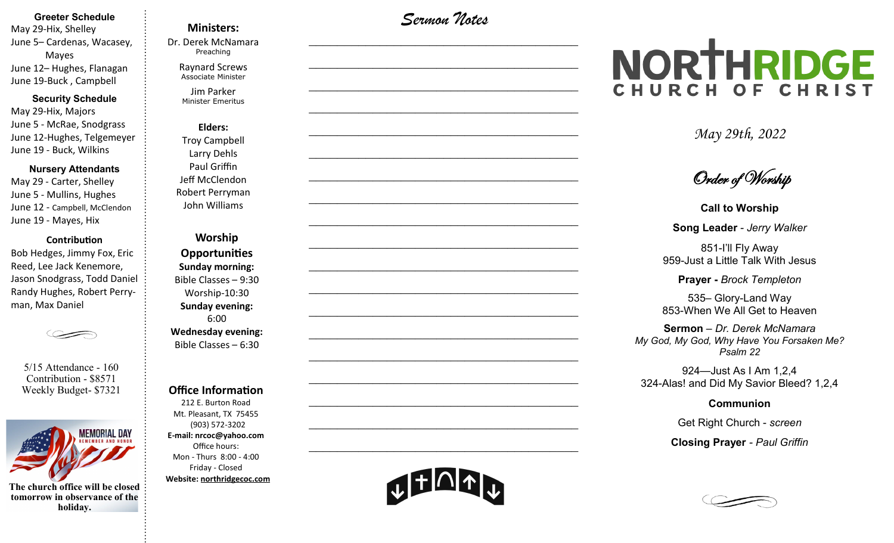### Greeter Schedule

May 29-Hix, Shelley
June 5– Cardenas, Wacasey, Mayes
June 12– Hughes, Flanagan
June 19-Buck , Campbell

### Security Schedule

May 29-Hix, Majors
June 5 - McRae, Snodgrass
June 12-Hughes, Telgemeyer
June 19 - Buck, Wilkins

### Nursery Attendants

May 29 - Carter, Shelley
June 5 - Mullins, Hughes
June 12 - Campbell, McClendon
June 19 - Mayes, Hix

### Contribution

Bob Hedges, Jimmy Fox, Eric Reed, Lee Jack Kenemore, Jason Snodgrass, Todd Daniel Randy Hughes, Robert Perryman, Max Daniel

5/15 Attendance - 160
Contribution - $8571
Weekly Budget- $7321

MEMORIAL DAY
REMEMBER AND HONOR

**The church office will be closed tomorrow in observance of the holiday.**

### Ministers:

Dr. Derek McNamara
Preaching

Raynard Screws
Associate Minister

Jim Parker
Minister Emeritus

### Elders:

Troy Campbell
Larry Dehls
Paul Griffin
Jeff McClendon
Robert Perryman
John Williams

### Worship Opportunities

**Sunday morning:**
Bible Classes – 9:30
Worship-10:30
**Sunday evening:**
6:00
**Wednesday evening:**
Bible Classes – 6:30

### Office Information

212 E. Burton Road
Mt. Pleasant, TX 75455
(903) 572-3202
**E-mail: nrcoc@yahoo.com**
Office hours:
Mon - Thurs 8:00 - 4:00
Friday - Closed
**Website: northridgecoc.com**

## *Sermon Notes*

______________________________________________

______________________________________________

______________________________________________

______________________________________________

______________________________________________

______________________________________________

______________________________________________

______________________________________________

______________________________________________

______________________________________________

______________________________________________

______________________________________________

______________________________________________

______________________________________________

______________________________________________

______________________________________________

______________________________________________

______________________________________________

# NORTHRIDGE CHURCH OF CHRIST

*May 29th, 2022*

## *Order of Worship*

**Call to Worship**

**Song Leader** - *Jerry Walker*

851-I'll Fly Away
959-Just a Little Talk With Jesus

**Prayer -** *Brock Templeton*

535– Glory-Land Way
853-When We All Get to Heaven

**Sermon** – *Dr. Derek McNamara*
*My God, My God, Why Have You Forsaken Me?*
*Psalm 22*

924—Just As I Am 1,2,4
324-Alas! and Did My Savior Bleed? 1,2,4

**Communion**

Get Right Church - *screen*

**Closing Prayer** - *Paul Griffin*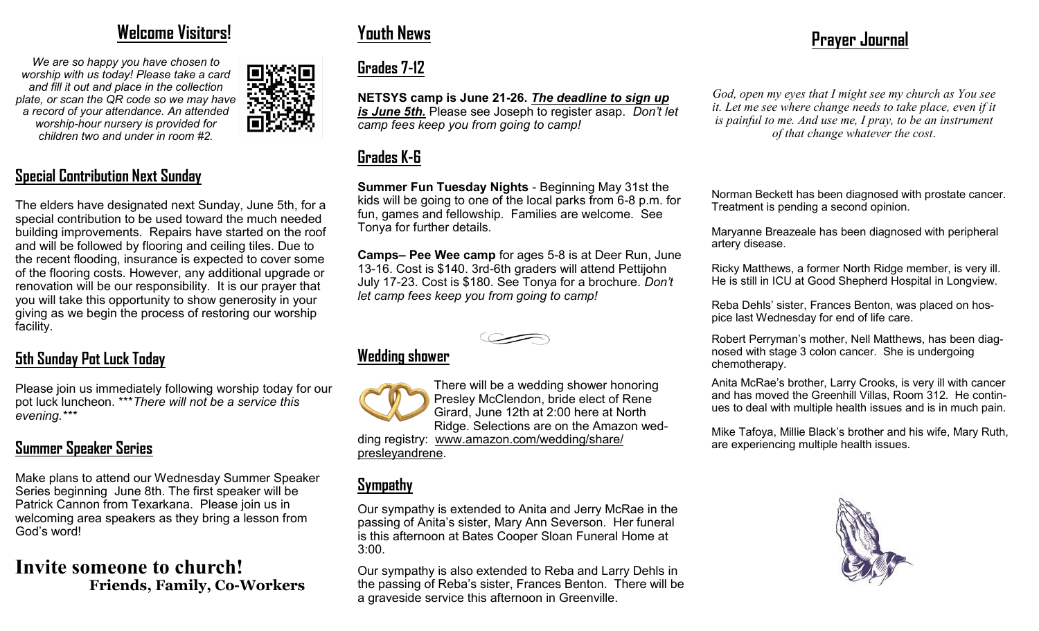## Welcome Visitors!

*We are so happy you have chosen to worship with us today! Please take a card and fill it out and place in the collection plate, or scan the QR code so we may have a record of your attendance. An attended worship-hour nursery is provided for children two and under in room #2.*

## Special Contribution Next Sunday

The elders have designated next Sunday, June 5th, for a special contribution to be used toward the much needed building improvements. Repairs have started on the roof and will be followed by flooring and ceiling tiles. Due to the recent flooding, insurance is expected to cover some of the flooring costs. However, any additional upgrade or renovation will be our responsibility. It is our prayer that you will take this opportunity to show generosity in your giving as we begin the process of restoring our worship facility.

## 5th Sunday Pot Luck Today

Please join us immediately following worship today for our pot luck luncheon. ****There will not be a service this evening.****

## Summer Speaker Series

Make plans to attend our Wednesday Summer Speaker Series beginning June 8th. The first speaker will be Patrick Cannon from Texarkana. Please join us in welcoming area speakers as they bring a lesson from God's word!

# Invite someone to church!

**Friends, Family, Co-Workers**

## Youth News

### Grades 7-12

**NETSYS camp is June 21-26. *The deadline to sign up is June 5th.*** Please see Joseph to register asap. *Don't let camp fees keep you from going to camp!*

### Grades K-6

**Summer Fun Tuesday Nights** - Beginning May 31st the kids will be going to one of the local parks from 6-8 p.m. for fun, games and fellowship. Families are welcome. See Tonya for further details.

**Camps– Pee Wee camp** for ages 5-8 is at Deer Run, June 13-16. Cost is $140. 3rd-6th graders will attend Pettijohn July 17-23. Cost is $180. See Tonya for a brochure. *Don't let camp fees keep you from going to camp!*

## Wedding shower

There will be a wedding shower honoring Presley McClendon, bride elect of Rene Girard, June 12th at 2:00 here at North Ridge. Selections are on the Amazon wedding registry: www.amazon.com/wedding/share/presleyandrene.

## Sympathy

Our sympathy is extended to Anita and Jerry McRae in the passing of Anita's sister, Mary Ann Severson. Her funeral is this afternoon at Bates Cooper Sloan Funeral Home at 3:00.

Our sympathy is also extended to Reba and Larry Dehls in the passing of Reba's sister, Frances Benton. There will be a graveside service this afternoon in Greenville.

## Prayer Journal

*God, open my eyes that I might see my church as You see it. Let me see where change needs to take place, even if it is painful to me. And use me, I pray, to be an instrument of that change whatever the cost.*

Norman Beckett has been diagnosed with prostate cancer. Treatment is pending a second opinion.

Maryanne Breazeale has been diagnosed with peripheral artery disease.

Ricky Matthews, a former North Ridge member, is very ill. He is still in ICU at Good Shepherd Hospital in Longview.

Reba Dehls' sister, Frances Benton, was placed on hospice last Wednesday for end of life care.

Robert Perryman's mother, Nell Matthews, has been diagnosed with stage 3 colon cancer. She is undergoing chemotherapy.

Anita McRae's brother, Larry Crooks, is very ill with cancer and has moved the Greenhill Villas, Room 312. He continues to deal with multiple health issues and is in much pain.

Mike Tafoya, Millie Black's brother and his wife, Mary Ruth, are experiencing multiple health issues.